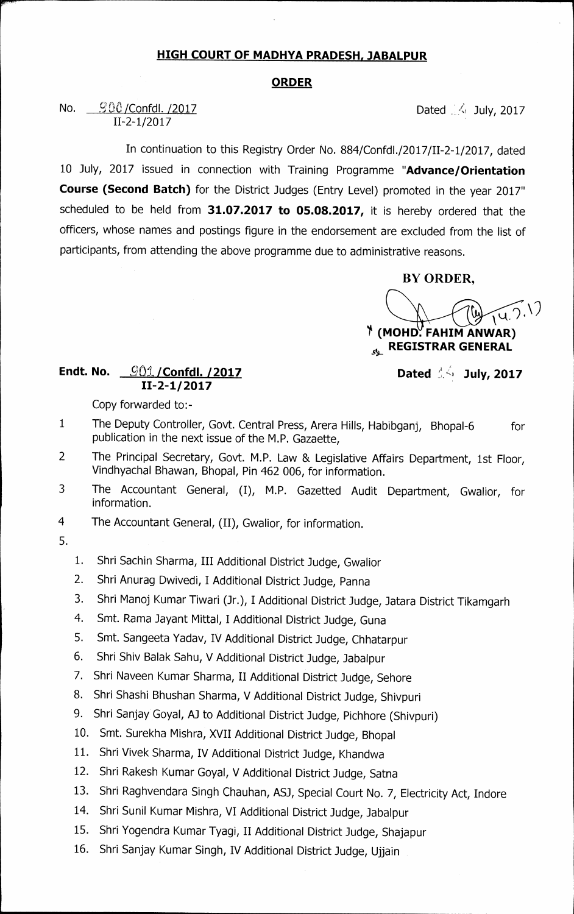# HIGH COURT OF MADHYA PRADESH, JABALPUR

## ORDER

No. 900/Confdl. /2017
II-2-1/2017

Dated 14 July, 2017

In continuation to this Registry Order No. 884/Confdl./2017/II-2-1/2017, dated 10 July, 2017 issued in connection with Training Programme "**Advance/Orientation Course (Second Batch)** for the District Judges (Entry Level) promoted in the year 2017" scheduled to be held from **31.07.2017 to 05.08.2017,** it is hereby ordered that the officers, whose names and postings figure in the endorsement are excluded from the list of participants, from attending the above programme due to administrative reasons.

**BY ORDER,**

14.7.17

**(MOHD. FAHIM ANWAR)**
**REGISTRAR GENERAL**

**Endt. No. 901 /Confdl. /2017**
**II-2-1/2017**

**Dated 14 July, 2017**

Copy forwarded to:-

1. The Deputy Controller, Govt. Central Press, Arera Hills, Habibganj, Bhopal-6 for publication in the next issue of the M.P. Gazaette,
2. The Principal Secretary, Govt. M.P. Law & Legislative Affairs Department, 1st Floor, Vindhyachal Bhawan, Bhopal, Pin 462 006, for information.
3. The Accountant General, (I), M.P. Gazetted Audit Department, Gwalior, for information.
4. The Accountant General, (II), Gwalior, for information.
5. 
    1. Shri Sachin Sharma, III Additional District Judge, Gwalior
    2. Shri Anurag Dwivedi, I Additional District Judge, Panna
    3. Shri Manoj Kumar Tiwari (Jr.), I Additional District Judge, Jatara District Tikamgarh
    4. Smt. Rama Jayant Mittal, I Additional District Judge, Guna
    5. Smt. Sangeeta Yadav, IV Additional District Judge, Chhatarpur
    6. Shri Shiv Balak Sahu, V Additional District Judge, Jabalpur
    7. Shri Naveen Kumar Sharma, II Additional District Judge, Sehore
    8. Shri Shashi Bhushan Sharma, V Additional District Judge, Shivpuri
    9. Shri Sanjay Goyal, AJ to Additional District Judge, Pichhore (Shivpuri)
    10. Smt. Surekha Mishra, XVII Additional District Judge, Bhopal
    11. Shri Vivek Sharma, IV Additional District Judge, Khandwa
    12. Shri Rakesh Kumar Goyal, V Additional District Judge, Satna
    13. Shri Raghvendara Singh Chauhan, ASJ, Special Court No. 7, Electricity Act, Indore
    14. Shri Sunil Kumar Mishra, VI Additional District Judge, Jabalpur
    15. Shri Yogendra Kumar Tyagi, II Additional District Judge, Shajapur
    16. Shri Sanjay Kumar Singh, IV Additional District Judge, Ujjain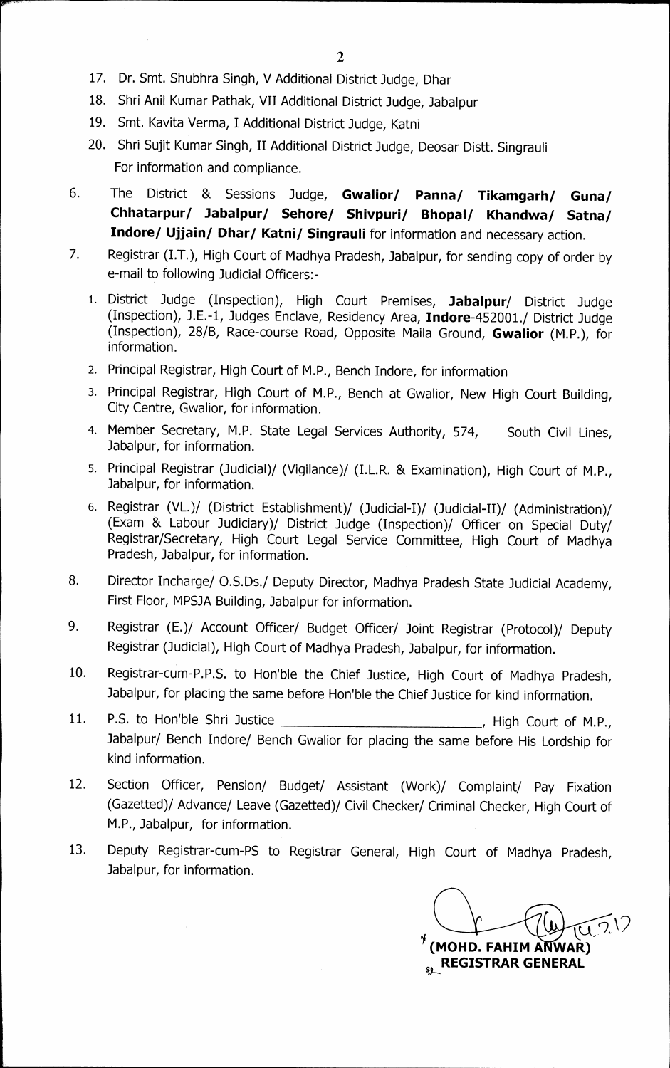17. Dr. Smt. Shubhra Singh, V Additional District Judge, Dhar
18. Shri Anil Kumar Pathak, VII Additional District Judge, Jabalpur
19. Smt. Kavita Verma, I Additional District Judge, Katni
20. Shri Sujit Kumar Singh, II Additional District Judge, Deosar Distt. Singrauli

    For information and compliance.

6. The District & Sessions Judge, **Gwalior/ Panna/ Tikamgarh/ Guna/ Chhatarpur/ Jabalpur/ Sehore/ Shivpuri/ Bhopal/ Khandwa/ Satna/ Indore/ Ujjain/ Dhar/ Katni/ Singrauli** for information and necessary action.

7. Registrar (I.T.), High Court of Madhya Pradesh, Jabalpur, for sending copy of order by e-mail to following Judicial Officers:-

   1. District Judge (Inspection), High Court Premises, **Jabalpur**/ District Judge (Inspection), J.E.-1, Judges Enclave, Residency Area, **Indore**-452001./ District Judge (Inspection), 28/B, Race-course Road, Opposite Maila Ground, **Gwalior** (M.P.), for information.
   2. Principal Registrar, High Court of M.P., Bench Indore, for information
   3. Principal Registrar, High Court of M.P., Bench at Gwalior, New High Court Building, City Centre, Gwalior, for information.
   4. Member Secretary, M.P. State Legal Services Authority, 574, South Civil Lines, Jabalpur, for information.
   5. Principal Registrar (Judicial)/ (Vigilance)/ (I.L.R. & Examination), High Court of M.P., Jabalpur, for information.
   6. Registrar (VL.)/ (District Establishment)/ (Judicial-I)/ (Judicial-II)/ (Administration)/ (Exam & Labour Judiciary)/ District Judge (Inspection)/ Officer on Special Duty/ Registrar/Secretary, High Court Legal Service Committee, High Court of Madhya Pradesh, Jabalpur, for information.

8. Director Incharge/ O.S.Ds./ Deputy Director, Madhya Pradesh State Judicial Academy, First Floor, MPSJA Building, Jabalpur for information.

9. Registrar (E.)/ Account Officer/ Budget Officer/ Joint Registrar (Protocol)/ Deputy Registrar (Judicial), High Court of Madhya Pradesh, Jabalpur, for information.

10. Registrar-cum-P.P.S. to Hon'ble the Chief Justice, High Court of Madhya Pradesh, Jabalpur, for placing the same before Hon'ble the Chief Justice for kind information.

11. P.S. to Hon'ble Shri Justice ____________________________, High Court of M.P., Jabalpur/ Bench Indore/ Bench Gwalior for placing the same before His Lordship for kind information.

12. Section Officer, Pension/ Budget/ Assistant (Work)/ Complaint/ Pay Fixation (Gazetted)/ Advance/ Leave (Gazetted)/ Civil Checker/ Criminal Checker, High Court of M.P., Jabalpur, for information.

13. Deputy Registrar-cum-PS to Registrar General, High Court of Madhya Pradesh, Jabalpur, for information.

14.7.17

**(MOHD. FAHIM ANWAR)**
**REGISTRAR GENERAL**